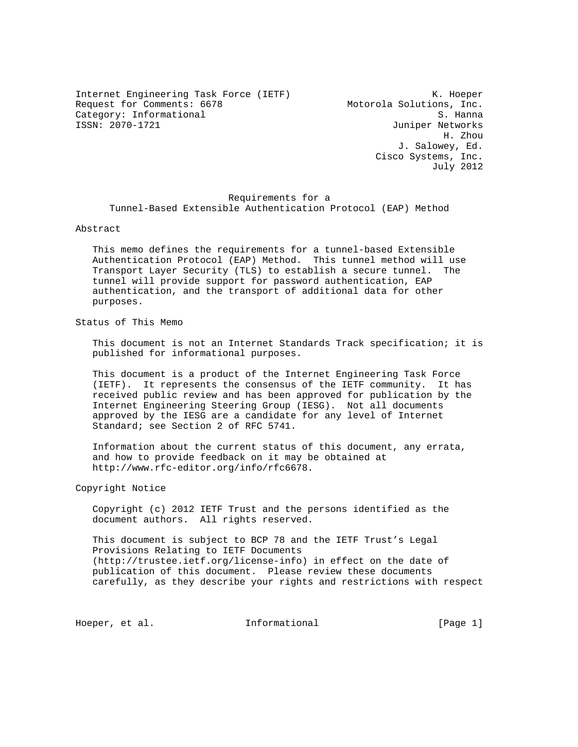Internet Engineering Task Force (IETF)  
Request for Comments: 6678  
Category: Informational  
ISSN: 2070-1721

K. Hoeper  
Motorola Solutions, Inc.  
S. Hanna  
Juniper Networks  
H. Zhou  
J. Salowey, Ed.  
Cisco Systems, Inc.  
July 2012

# Requirements for a Tunnel-Based Extensible Authentication Protocol (EAP) Method

## Abstract

This memo defines the requirements for a tunnel-based Extensible Authentication Protocol (EAP) Method. This tunnel method will use Transport Layer Security (TLS) to establish a secure tunnel. The tunnel will provide support for password authentication, EAP authentication, and the transport of additional data for other purposes.

## Status of This Memo

This document is not an Internet Standards Track specification; it is published for informational purposes.

This document is a product of the Internet Engineering Task Force (IETF). It represents the consensus of the IETF community. It has received public review and has been approved for publication by the Internet Engineering Steering Group (IESG). Not all documents approved by the IESG are a candidate for any level of Internet Standard; see Section 2 of RFC 5741.

Information about the current status of this document, any errata, and how to provide feedback on it may be obtained at http://www.rfc-editor.org/info/rfc6678.

## Copyright Notice

Copyright (c) 2012 IETF Trust and the persons identified as the document authors. All rights reserved.

This document is subject to BCP 78 and the IETF Trust's Legal Provisions Relating to IETF Documents (http://trustee.ietf.org/license-info) in effect on the date of publication of this document. Please review these documents carefully, as they describe your rights and restrictions with respect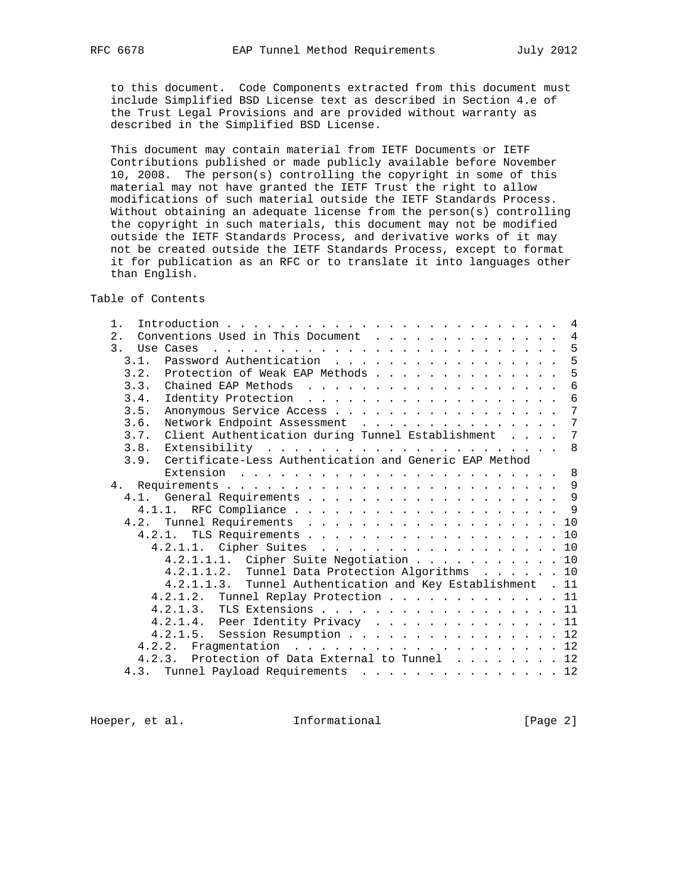to this document. Code Components extracted from this document must include Simplified BSD License text as described in Section 4.e of the Trust Legal Provisions and are provided without warranty as described in the Simplified BSD License.

This document may contain material from IETF Documents or IETF Contributions published or made publicly available before November 10, 2008. The person(s) controlling the copyright in some of this material may not have granted the IETF Trust the right to allow modifications of such material outside the IETF Standards Process. Without obtaining an adequate license from the person(s) controlling the copyright in such materials, this document may not be modified outside the IETF Standards Process, and derivative works of it may not be created outside the IETF Standards Process, except to format it for publication as an RFC or to translate it into languages other than English.

## Table of Contents

```
   1.  Introduction . . . . . . . . . . . . . . . . . . . . . . . . .  4
   2.  Conventions Used in This Document  . . . . . . . . . . . . . .  4
   3.  Use Cases  . . . . . . . . . . . . . . . . . . . . . . . . . .  5
     3.1.  Password Authentication  . . . . . . . . . . . . . . . . .  5
     3.2.  Protection of Weak EAP Methods . . . . . . . . . . . . . .  5
     3.3.  Chained EAP Methods  . . . . . . . . . . . . . . . . . . .  6
     3.4.  Identity Protection  . . . . . . . . . . . . . . . . . . .  6
     3.5.  Anonymous Service Access . . . . . . . . . . . . . . . . .  7
     3.6.  Network Endpoint Assessment  . . . . . . . . . . . . . . .  7
     3.7.  Client Authentication during Tunnel Establishment  . . . .  7
     3.8.  Extensibility  . . . . . . . . . . . . . . . . . . . . . .  8
     3.9.  Certificate-Less Authentication and Generic EAP Method
           Extension  . . . . . . . . . . . . . . . . . . . . . . . .  8
   4.  Requirements . . . . . . . . . . . . . . . . . . . . . . . . .  9
     4.1.  General Requirements . . . . . . . . . . . . . . . . . . .  9
       4.1.1.  RFC Compliance . . . . . . . . . . . . . . . . . . . .  9
     4.2.  Tunnel Requirements  . . . . . . . . . . . . . . . . . . . 10
       4.2.1.  TLS Requirements . . . . . . . . . . . . . . . . . . . 10
         4.2.1.1.  Cipher Suites  . . . . . . . . . . . . . . . . . . 10
           4.2.1.1.1.  Cipher Suite Negotiation . . . . . . . . . . . 10
           4.2.1.1.2.  Tunnel Data Protection Algorithms  . . . . . . 10
           4.2.1.1.3.  Tunnel Authentication and Key Establishment  . 11
         4.2.1.2.  Tunnel Replay Protection . . . . . . . . . . . . . 11
         4.2.1.3.  TLS Extensions . . . . . . . . . . . . . . . . . . 11
         4.2.1.4.  Peer Identity Privacy  . . . . . . . . . . . . . . 11
         4.2.1.5.  Session Resumption . . . . . . . . . . . . . . . . 12
       4.2.2.  Fragmentation  . . . . . . . . . . . . . . . . . . . . 12
       4.2.3.  Protection of Data External to Tunnel  . . . . . . . . 12
     4.3.  Tunnel Payload Requirements  . . . . . . . . . . . . . . . 12
```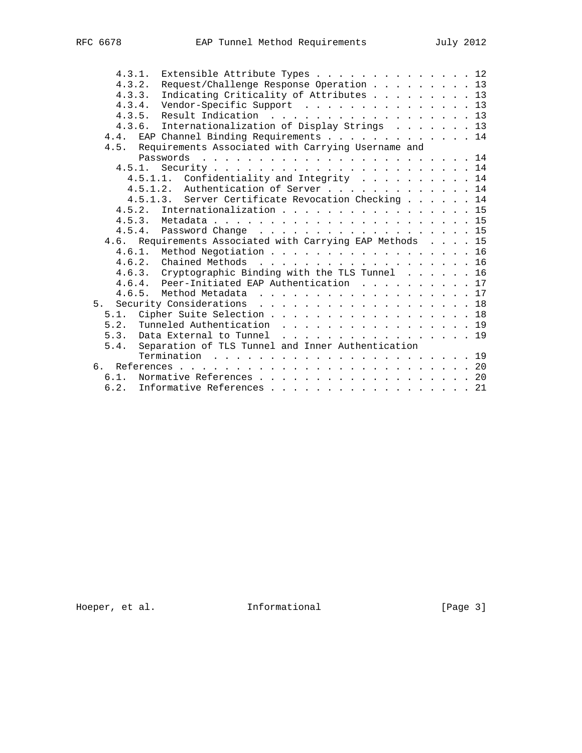```
      4.3.1.  Extensible Attribute Types . . . . . . . . . . . . . . 12
      4.3.2.  Request/Challenge Response Operation . . . . . . . . . 13
      4.3.3.  Indicating Criticality of Attributes . . . . . . . . . 13
      4.3.4.  Vendor-Specific Support  . . . . . . . . . . . . . . . 13
      4.3.5.  Result Indication  . . . . . . . . . . . . . . . . . . 13
      4.3.6.  Internationalization of Display Strings  . . . . . . . 13
    4.4.  EAP Channel Binding Requirements . . . . . . . . . . . . . 14
    4.5.  Requirements Associated with Carrying Username and
          Passwords  . . . . . . . . . . . . . . . . . . . . . . . . 14
      4.5.1.  Security . . . . . . . . . . . . . . . . . . . . . . . 14
        4.5.1.1.  Confidentiality and Integrity  . . . . . . . . . . 14
        4.5.1.2.  Authentication of Server . . . . . . . . . . . . . 14
        4.5.1.3.  Server Certificate Revocation Checking . . . . . . 14
      4.5.2.  Internationalization . . . . . . . . . . . . . . . . . 15
      4.5.3.  Metadata . . . . . . . . . . . . . . . . . . . . . . . 15
      4.5.4.  Password Change  . . . . . . . . . . . . . . . . . . . 15
    4.6.  Requirements Associated with Carrying EAP Methods  . . . . 15
      4.6.1.  Method Negotiation . . . . . . . . . . . . . . . . . . 16
      4.6.2.  Chained Methods  . . . . . . . . . . . . . . . . . . . 16
      4.6.3.  Cryptographic Binding with the TLS Tunnel  . . . . . . 16
      4.6.4.  Peer-Initiated EAP Authentication  . . . . . . . . . . 17
      4.6.5.  Method Metadata  . . . . . . . . . . . . . . . . . . . 17
  5.  Security Considerations  . . . . . . . . . . . . . . . . . . . 18
    5.1.  Cipher Suite Selection . . . . . . . . . . . . . . . . . . 18
    5.2.  Tunneled Authentication  . . . . . . . . . . . . . . . . . 19
    5.3.  Data External to Tunnel  . . . . . . . . . . . . . . . . . 19
    5.4.  Separation of TLS Tunnel and Inner Authentication
          Termination  . . . . . . . . . . . . . . . . . . . . . . . 19
  6.  References . . . . . . . . . . . . . . . . . . . . . . . . . . 20
    6.1.  Normative References . . . . . . . . . . . . . . . . . . . 20
    6.2.  Informative References . . . . . . . . . . . . . . . . . . 21
```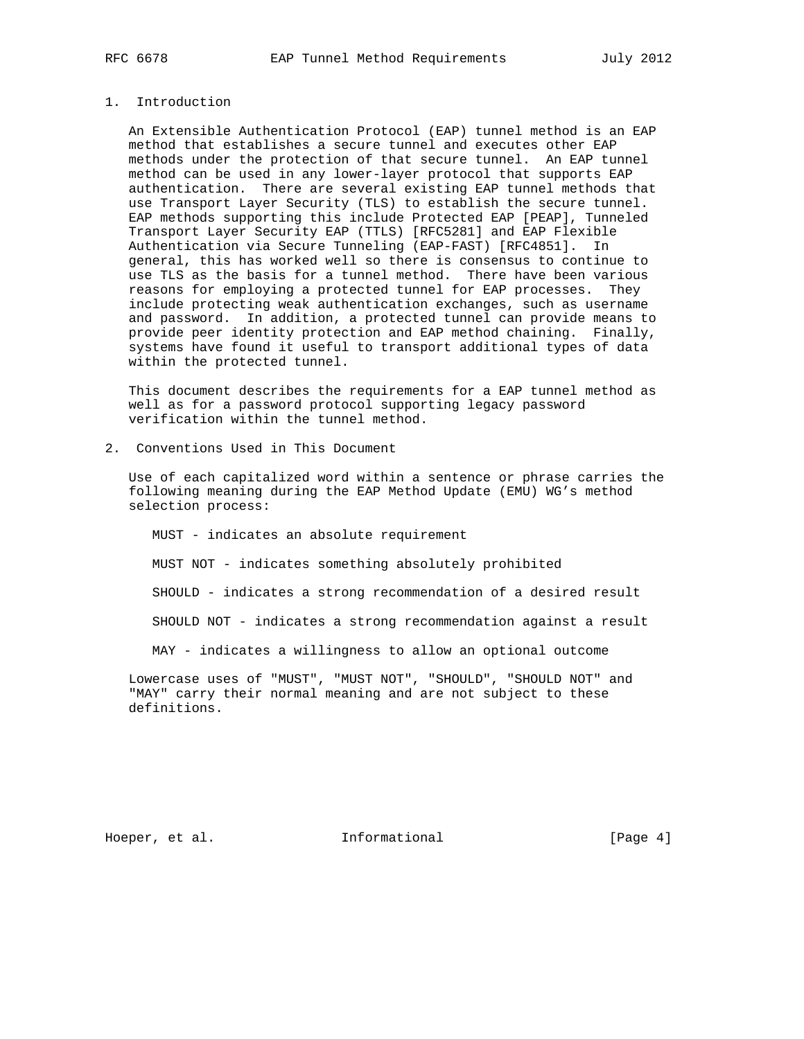# 1. Introduction

An Extensible Authentication Protocol (EAP) tunnel method is an EAP method that establishes a secure tunnel and executes other EAP methods under the protection of that secure tunnel. An EAP tunnel method can be used in any lower-layer protocol that supports EAP authentication. There are several existing EAP tunnel methods that use Transport Layer Security (TLS) to establish the secure tunnel. EAP methods supporting this include Protected EAP [PEAP], Tunneled Transport Layer Security EAP (TTLS) [RFC5281] and EAP Flexible Authentication via Secure Tunneling (EAP-FAST) [RFC4851]. In general, this has worked well so there is consensus to continue to use TLS as the basis for a tunnel method. There have been various reasons for employing a protected tunnel for EAP processes. They include protecting weak authentication exchanges, such as username and password. In addition, a protected tunnel can provide means to provide peer identity protection and EAP method chaining. Finally, systems have found it useful to transport additional types of data within the protected tunnel.

This document describes the requirements for a EAP tunnel method as well as for a password protocol supporting legacy password verification within the tunnel method.

# 2. Conventions Used in This Document

Use of each capitalized word within a sentence or phrase carries the following meaning during the EAP Method Update (EMU) WG's method selection process:

MUST - indicates an absolute requirement

MUST NOT - indicates something absolutely prohibited

SHOULD - indicates a strong recommendation of a desired result

SHOULD NOT - indicates a strong recommendation against a result

MAY - indicates a willingness to allow an optional outcome

Lowercase uses of "MUST", "MUST NOT", "SHOULD", "SHOULD NOT" and "MAY" carry their normal meaning and are not subject to these definitions.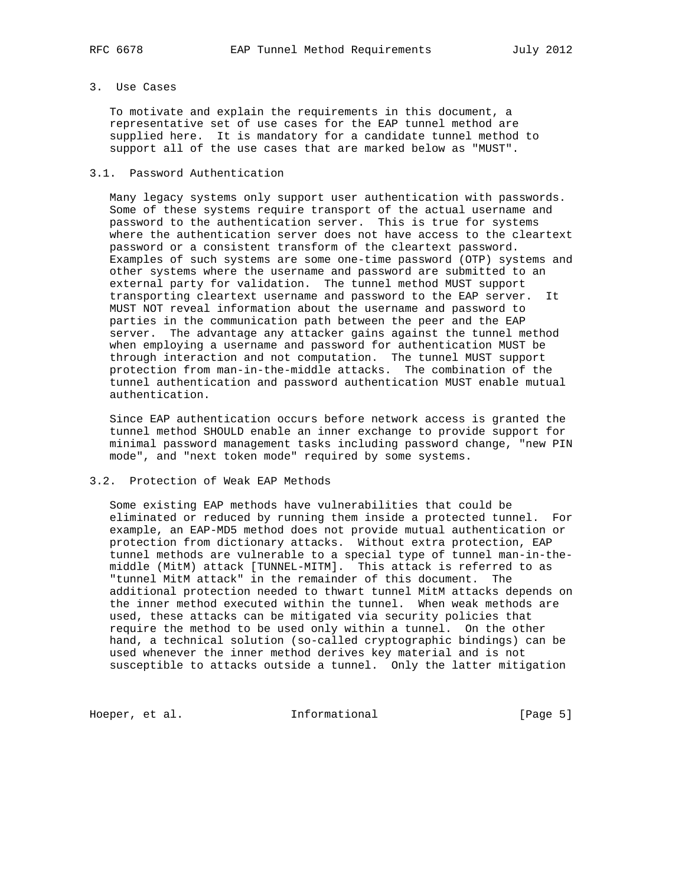## 3. Use Cases

To motivate and explain the requirements in this document, a representative set of use cases for the EAP tunnel method are supplied here. It is mandatory for a candidate tunnel method to support all of the use cases that are marked below as "MUST".

### 3.1. Password Authentication

Many legacy systems only support user authentication with passwords. Some of these systems require transport of the actual username and password to the authentication server. This is true for systems where the authentication server does not have access to the cleartext password or a consistent transform of the cleartext password. Examples of such systems are some one-time password (OTP) systems and other systems where the username and password are submitted to an external party for validation. The tunnel method MUST support transporting cleartext username and password to the EAP server. It MUST NOT reveal information about the username and password to parties in the communication path between the peer and the EAP server. The advantage any attacker gains against the tunnel method when employing a username and password for authentication MUST be through interaction and not computation. The tunnel MUST support protection from man-in-the-middle attacks. The combination of the tunnel authentication and password authentication MUST enable mutual authentication.

Since EAP authentication occurs before network access is granted the tunnel method SHOULD enable an inner exchange to provide support for minimal password management tasks including password change, "new PIN mode", and "next token mode" required by some systems.

### 3.2. Protection of Weak EAP Methods

Some existing EAP methods have vulnerabilities that could be eliminated or reduced by running them inside a protected tunnel. For example, an EAP-MD5 method does not provide mutual authentication or protection from dictionary attacks. Without extra protection, EAP tunnel methods are vulnerable to a special type of tunnel man-in-the-middle (MitM) attack [TUNNEL-MITM]. This attack is referred to as "tunnel MitM attack" in the remainder of this document. The additional protection needed to thwart tunnel MitM attacks depends on the inner method executed within the tunnel. When weak methods are used, these attacks can be mitigated via security policies that require the method to be used only within a tunnel. On the other hand, a technical solution (so-called cryptographic bindings) can be used whenever the inner method derives key material and is not susceptible to attacks outside a tunnel. Only the latter mitigation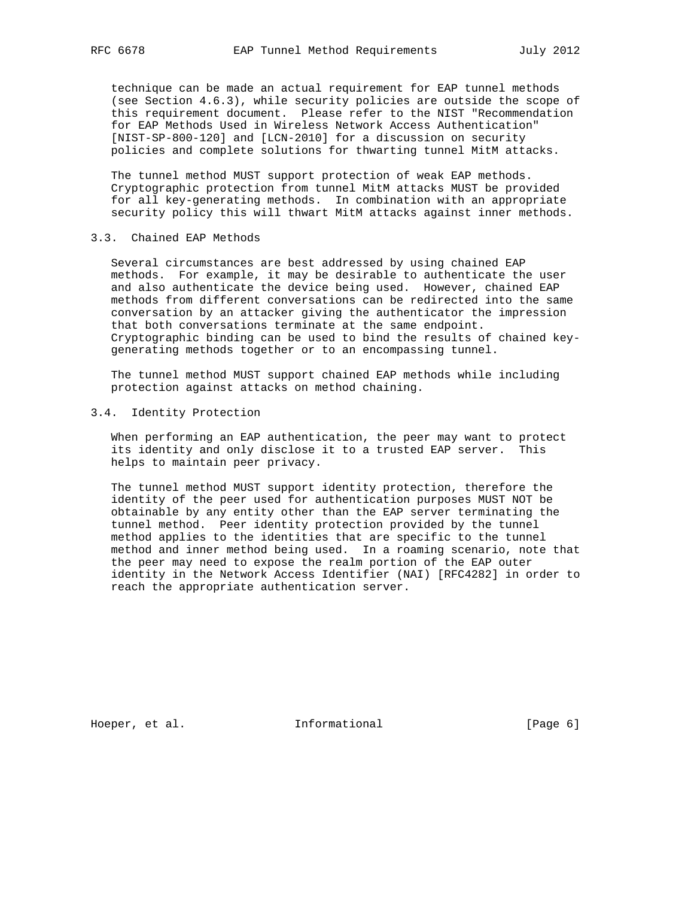technique can be made an actual requirement for EAP tunnel methods (see Section 4.6.3), while security policies are outside the scope of this requirement document. Please refer to the NIST "Recommendation for EAP Methods Used in Wireless Network Access Authentication" [NIST-SP-800-120] and [LCN-2010] for a discussion on security policies and complete solutions for thwarting tunnel MitM attacks.

The tunnel method MUST support protection of weak EAP methods. Cryptographic protection from tunnel MitM attacks MUST be provided for all key-generating methods. In combination with an appropriate security policy this will thwart MitM attacks against inner methods.

### 3.3. Chained EAP Methods

Several circumstances are best addressed by using chained EAP methods. For example, it may be desirable to authenticate the user and also authenticate the device being used. However, chained EAP methods from different conversations can be redirected into the same conversation by an attacker giving the authenticator the impression that both conversations terminate at the same endpoint. Cryptographic binding can be used to bind the results of chained key-generating methods together or to an encompassing tunnel.

The tunnel method MUST support chained EAP methods while including protection against attacks on method chaining.

### 3.4. Identity Protection

When performing an EAP authentication, the peer may want to protect its identity and only disclose it to a trusted EAP server. This helps to maintain peer privacy.

The tunnel method MUST support identity protection, therefore the identity of the peer used for authentication purposes MUST NOT be obtainable by any entity other than the EAP server terminating the tunnel method. Peer identity protection provided by the tunnel method applies to the identities that are specific to the tunnel method and inner method being used. In a roaming scenario, note that the peer may need to expose the realm portion of the EAP outer identity in the Network Access Identifier (NAI) [RFC4282] in order to reach the appropriate authentication server.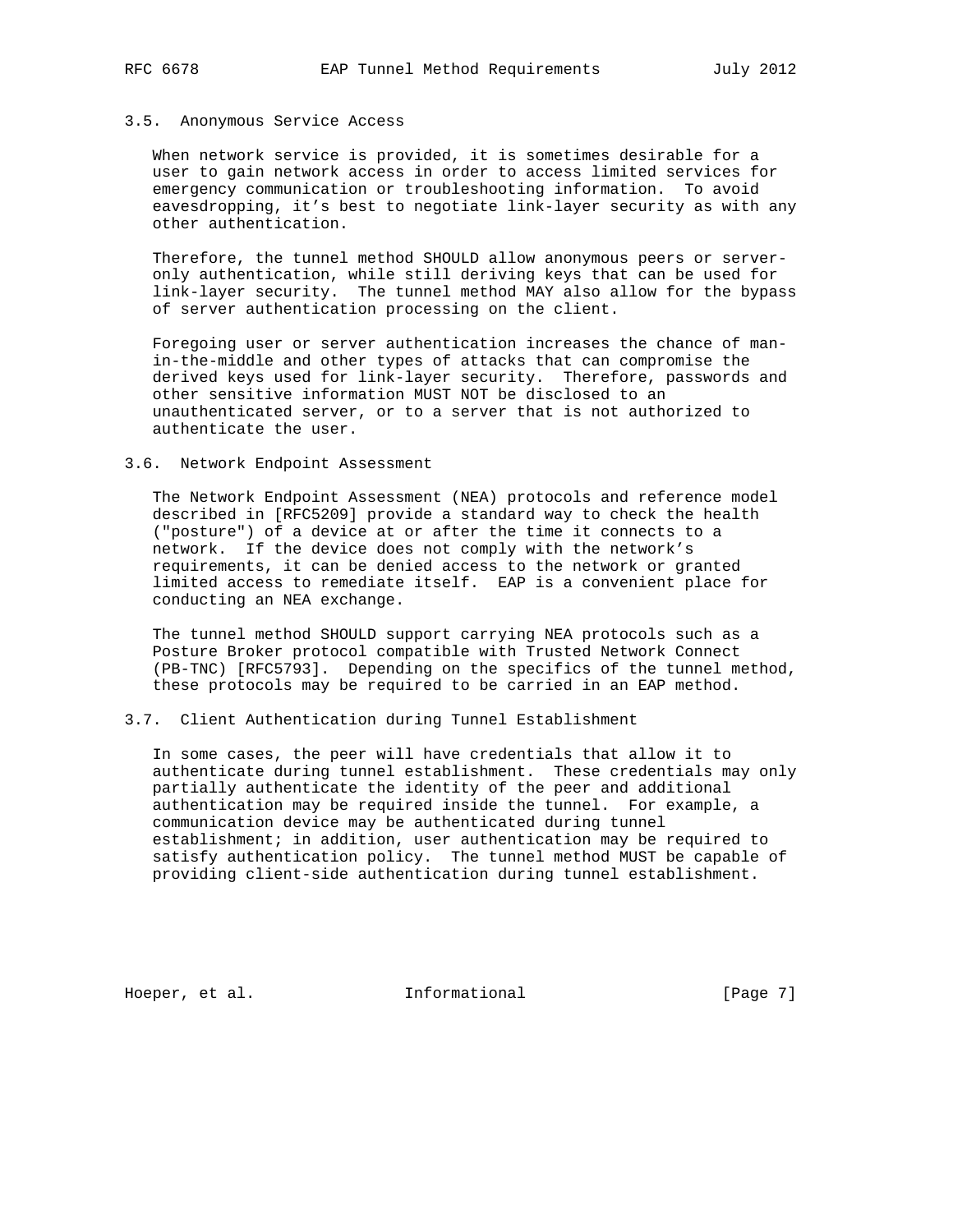### 3.5. Anonymous Service Access

When network service is provided, it is sometimes desirable for a user to gain network access in order to access limited services for emergency communication or troubleshooting information. To avoid eavesdropping, it's best to negotiate link-layer security as with any other authentication.

Therefore, the tunnel method SHOULD allow anonymous peers or server-only authentication, while still deriving keys that can be used for link-layer security. The tunnel method MAY also allow for the bypass of server authentication processing on the client.

Foregoing user or server authentication increases the chance of man-in-the-middle and other types of attacks that can compromise the derived keys used for link-layer security. Therefore, passwords and other sensitive information MUST NOT be disclosed to an unauthenticated server, or to a server that is not authorized to authenticate the user.

### 3.6. Network Endpoint Assessment

The Network Endpoint Assessment (NEA) protocols and reference model described in [RFC5209] provide a standard way to check the health ("posture") of a device at or after the time it connects to a network. If the device does not comply with the network's requirements, it can be denied access to the network or granted limited access to remediate itself. EAP is a convenient place for conducting an NEA exchange.

The tunnel method SHOULD support carrying NEA protocols such as a Posture Broker protocol compatible with Trusted Network Connect (PB-TNC) [RFC5793]. Depending on the specifics of the tunnel method, these protocols may be required to be carried in an EAP method.

### 3.7. Client Authentication during Tunnel Establishment

In some cases, the peer will have credentials that allow it to authenticate during tunnel establishment. These credentials may only partially authenticate the identity of the peer and additional authentication may be required inside the tunnel. For example, a communication device may be authenticated during tunnel establishment; in addition, user authentication may be required to satisfy authentication policy. The tunnel method MUST be capable of providing client-side authentication during tunnel establishment.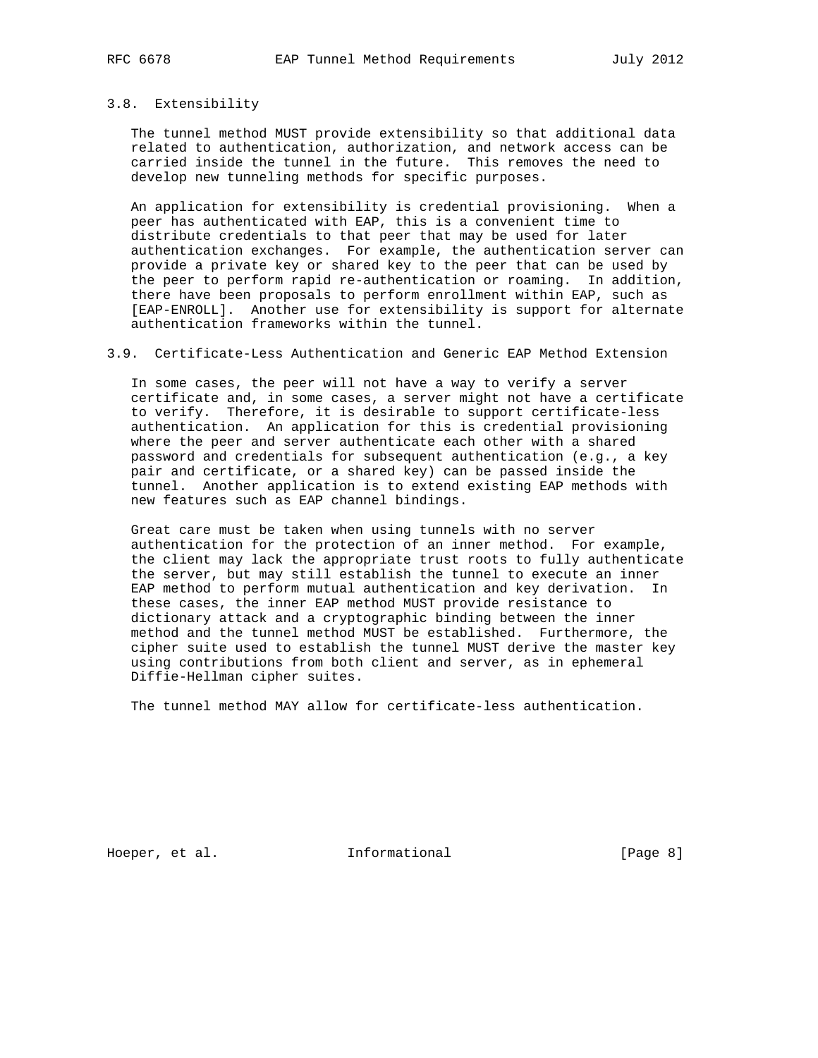### 3.8. Extensibility

The tunnel method MUST provide extensibility so that additional data related to authentication, authorization, and network access can be carried inside the tunnel in the future. This removes the need to develop new tunneling methods for specific purposes.

An application for extensibility is credential provisioning. When a peer has authenticated with EAP, this is a convenient time to distribute credentials to that peer that may be used for later authentication exchanges. For example, the authentication server can provide a private key or shared key to the peer that can be used by the peer to perform rapid re-authentication or roaming. In addition, there have been proposals to perform enrollment within EAP, such as [EAP-ENROLL]. Another use for extensibility is support for alternate authentication frameworks within the tunnel.

### 3.9. Certificate-Less Authentication and Generic EAP Method Extension

In some cases, the peer will not have a way to verify a server certificate and, in some cases, a server might not have a certificate to verify. Therefore, it is desirable to support certificate-less authentication. An application for this is credential provisioning where the peer and server authenticate each other with a shared password and credentials for subsequent authentication (e.g., a key pair and certificate, or a shared key) can be passed inside the tunnel. Another application is to extend existing EAP methods with new features such as EAP channel bindings.

Great care must be taken when using tunnels with no server authentication for the protection of an inner method. For example, the client may lack the appropriate trust roots to fully authenticate the server, but may still establish the tunnel to execute an inner EAP method to perform mutual authentication and key derivation. In these cases, the inner EAP method MUST provide resistance to dictionary attack and a cryptographic binding between the inner method and the tunnel method MUST be established. Furthermore, the cipher suite used to establish the tunnel MUST derive the master key using contributions from both client and server, as in ephemeral Diffie-Hellman cipher suites.

The tunnel method MAY allow for certificate-less authentication.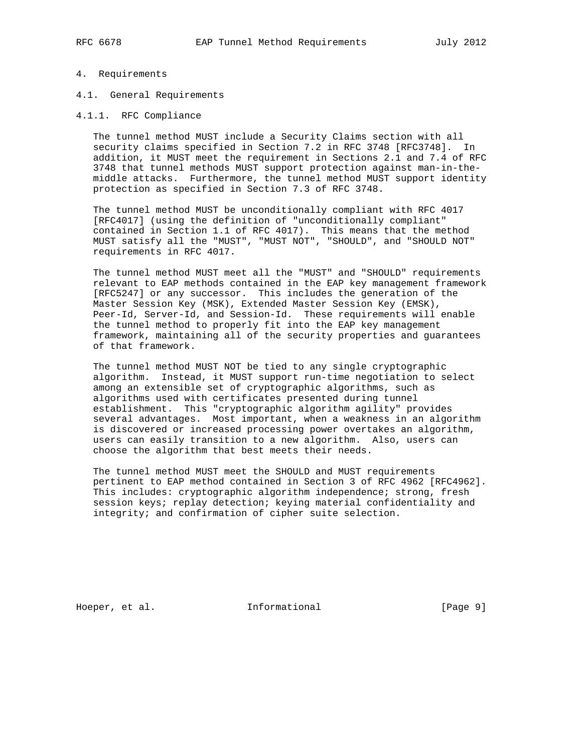# 4. Requirements

## 4.1. General Requirements

### 4.1.1. RFC Compliance

The tunnel method MUST include a Security Claims section with all security claims specified in Section 7.2 in RFC 3748 [RFC3748]. In addition, it MUST meet the requirement in Sections 2.1 and 7.4 of RFC 3748 that tunnel methods MUST support protection against man-in-the-middle attacks. Furthermore, the tunnel method MUST support identity protection as specified in Section 7.3 of RFC 3748.

The tunnel method MUST be unconditionally compliant with RFC 4017 [RFC4017] (using the definition of "unconditionally compliant" contained in Section 1.1 of RFC 4017). This means that the method MUST satisfy all the "MUST", "MUST NOT", "SHOULD", and "SHOULD NOT" requirements in RFC 4017.

The tunnel method MUST meet all the "MUST" and "SHOULD" requirements relevant to EAP methods contained in the EAP key management framework [RFC5247] or any successor. This includes the generation of the Master Session Key (MSK), Extended Master Session Key (EMSK), Peer-Id, Server-Id, and Session-Id. These requirements will enable the tunnel method to properly fit into the EAP key management framework, maintaining all of the security properties and guarantees of that framework.

The tunnel method MUST NOT be tied to any single cryptographic algorithm. Instead, it MUST support run-time negotiation to select among an extensible set of cryptographic algorithms, such as algorithms used with certificates presented during tunnel establishment. This "cryptographic algorithm agility" provides several advantages. Most important, when a weakness in an algorithm is discovered or increased processing power overtakes an algorithm, users can easily transition to a new algorithm. Also, users can choose the algorithm that best meets their needs.

The tunnel method MUST meet the SHOULD and MUST requirements pertinent to EAP method contained in Section 3 of RFC 4962 [RFC4962]. This includes: cryptographic algorithm independence; strong, fresh session keys; replay detection; keying material confidentiality and integrity; and confirmation of cipher suite selection.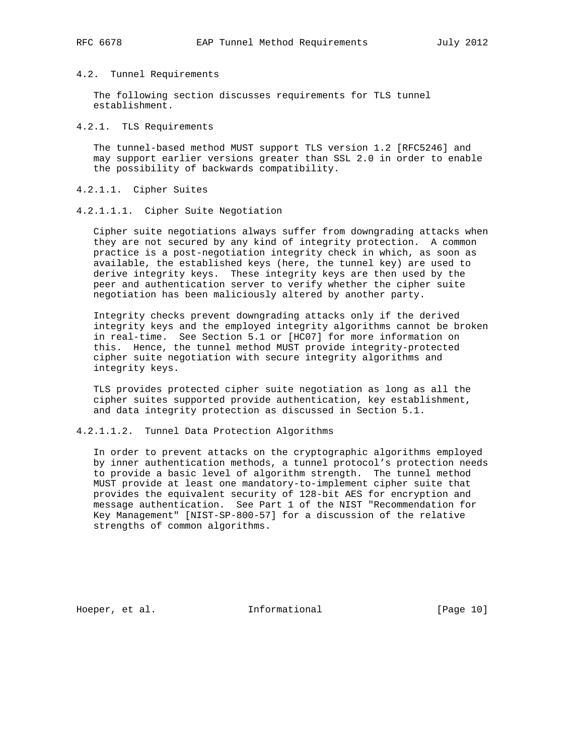### 4.2. Tunnel Requirements

The following section discusses requirements for TLS tunnel establishment.

#### 4.2.1. TLS Requirements

The tunnel-based method MUST support TLS version 1.2 [RFC5246] and may support earlier versions greater than SSL 2.0 in order to enable the possibility of backwards compatibility.

##### 4.2.1.1. Cipher Suites

###### 4.2.1.1.1. Cipher Suite Negotiation

Cipher suite negotiations always suffer from downgrading attacks when they are not secured by any kind of integrity protection. A common practice is a post-negotiation integrity check in which, as soon as available, the established keys (here, the tunnel key) are used to derive integrity keys. These integrity keys are then used by the peer and authentication server to verify whether the cipher suite negotiation has been maliciously altered by another party.

Integrity checks prevent downgrading attacks only if the derived integrity keys and the employed integrity algorithms cannot be broken in real-time. See Section 5.1 or [HC07] for more information on this. Hence, the tunnel method MUST provide integrity-protected cipher suite negotiation with secure integrity algorithms and integrity keys.

TLS provides protected cipher suite negotiation as long as all the cipher suites supported provide authentication, key establishment, and data integrity protection as discussed in Section 5.1.

###### 4.2.1.1.2. Tunnel Data Protection Algorithms

In order to prevent attacks on the cryptographic algorithms employed by inner authentication methods, a tunnel protocol's protection needs to provide a basic level of algorithm strength. The tunnel method MUST provide at least one mandatory-to-implement cipher suite that provides the equivalent security of 128-bit AES for encryption and message authentication. See Part 1 of the NIST "Recommendation for Key Management" [NIST-SP-800-57] for a discussion of the relative strengths of common algorithms.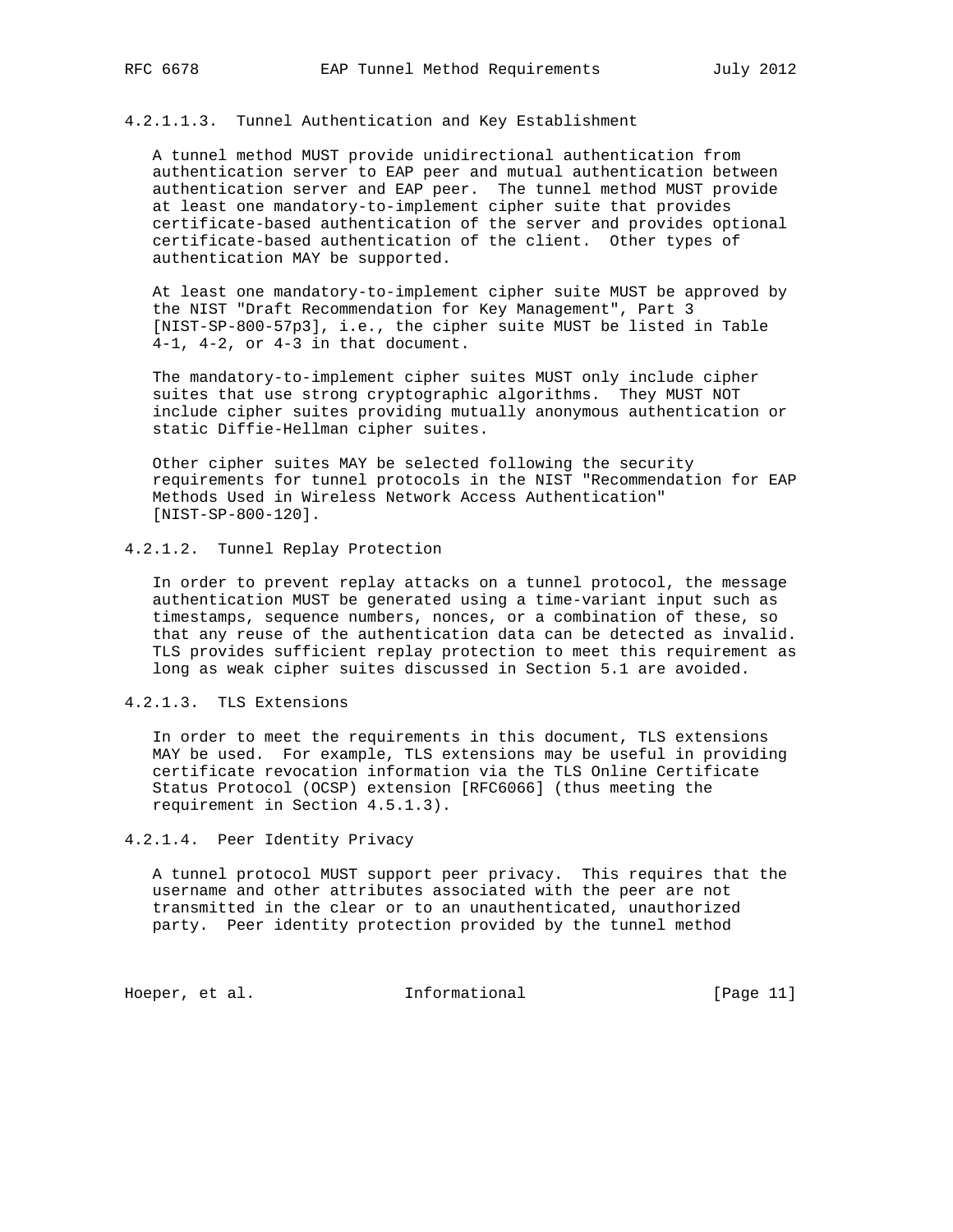#### 4.2.1.1.3. Tunnel Authentication and Key Establishment

A tunnel method MUST provide unidirectional authentication from authentication server to EAP peer and mutual authentication between authentication server and EAP peer. The tunnel method MUST provide at least one mandatory-to-implement cipher suite that provides certificate-based authentication of the server and provides optional certificate-based authentication of the client. Other types of authentication MAY be supported.

At least one mandatory-to-implement cipher suite MUST be approved by the NIST "Draft Recommendation for Key Management", Part 3 [NIST-SP-800-57p3], i.e., the cipher suite MUST be listed in Table 4-1, 4-2, or 4-3 in that document.

The mandatory-to-implement cipher suites MUST only include cipher suites that use strong cryptographic algorithms. They MUST NOT include cipher suites providing mutually anonymous authentication or static Diffie-Hellman cipher suites.

Other cipher suites MAY be selected following the security requirements for tunnel protocols in the NIST "Recommendation for EAP Methods Used in Wireless Network Access Authentication" [NIST-SP-800-120].

#### 4.2.1.2. Tunnel Replay Protection

In order to prevent replay attacks on a tunnel protocol, the message authentication MUST be generated using a time-variant input such as timestamps, sequence numbers, nonces, or a combination of these, so that any reuse of the authentication data can be detected as invalid. TLS provides sufficient replay protection to meet this requirement as long as weak cipher suites discussed in Section 5.1 are avoided.

#### 4.2.1.3. TLS Extensions

In order to meet the requirements in this document, TLS extensions MAY be used. For example, TLS extensions may be useful in providing certificate revocation information via the TLS Online Certificate Status Protocol (OCSP) extension [RFC6066] (thus meeting the requirement in Section 4.5.1.3).

#### 4.2.1.4. Peer Identity Privacy

A tunnel protocol MUST support peer privacy. This requires that the username and other attributes associated with the peer are not transmitted in the clear or to an unauthenticated, unauthorized party. Peer identity protection provided by the tunnel method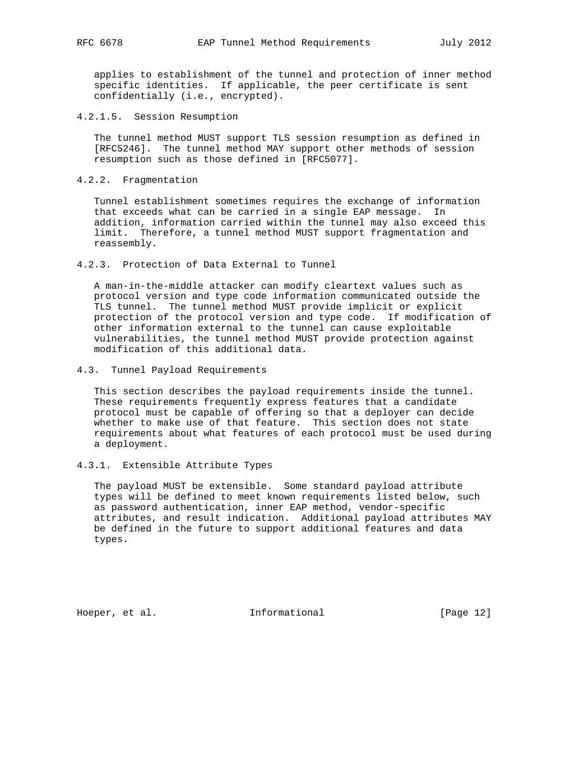applies to establishment of the tunnel and protection of inner method specific identities. If applicable, the peer certificate is sent confidentially (i.e., encrypted).

##### 4.2.1.5. Session Resumption

The tunnel method MUST support TLS session resumption as defined in [RFC5246]. The tunnel method MAY support other methods of session resumption such as those defined in [RFC5077].

### 4.2.2. Fragmentation

Tunnel establishment sometimes requires the exchange of information that exceeds what can be carried in a single EAP message. In addition, information carried within the tunnel may also exceed this limit. Therefore, a tunnel method MUST support fragmentation and reassembly.

### 4.2.3. Protection of Data External to Tunnel

A man-in-the-middle attacker can modify cleartext values such as protocol version and type code information communicated outside the TLS tunnel. The tunnel method MUST provide implicit or explicit protection of the protocol version and type code. If modification of other information external to the tunnel can cause exploitable vulnerabilities, the tunnel method MUST provide protection against modification of this additional data.

## 4.3. Tunnel Payload Requirements

This section describes the payload requirements inside the tunnel. These requirements frequently express features that a candidate protocol must be capable of offering so that a deployer can decide whether to make use of that feature. This section does not state requirements about what features of each protocol must be used during a deployment.

### 4.3.1. Extensible Attribute Types

The payload MUST be extensible. Some standard payload attribute types will be defined to meet known requirements listed below, such as password authentication, inner EAP method, vendor-specific attributes, and result indication. Additional payload attributes MAY be defined in the future to support additional features and data types.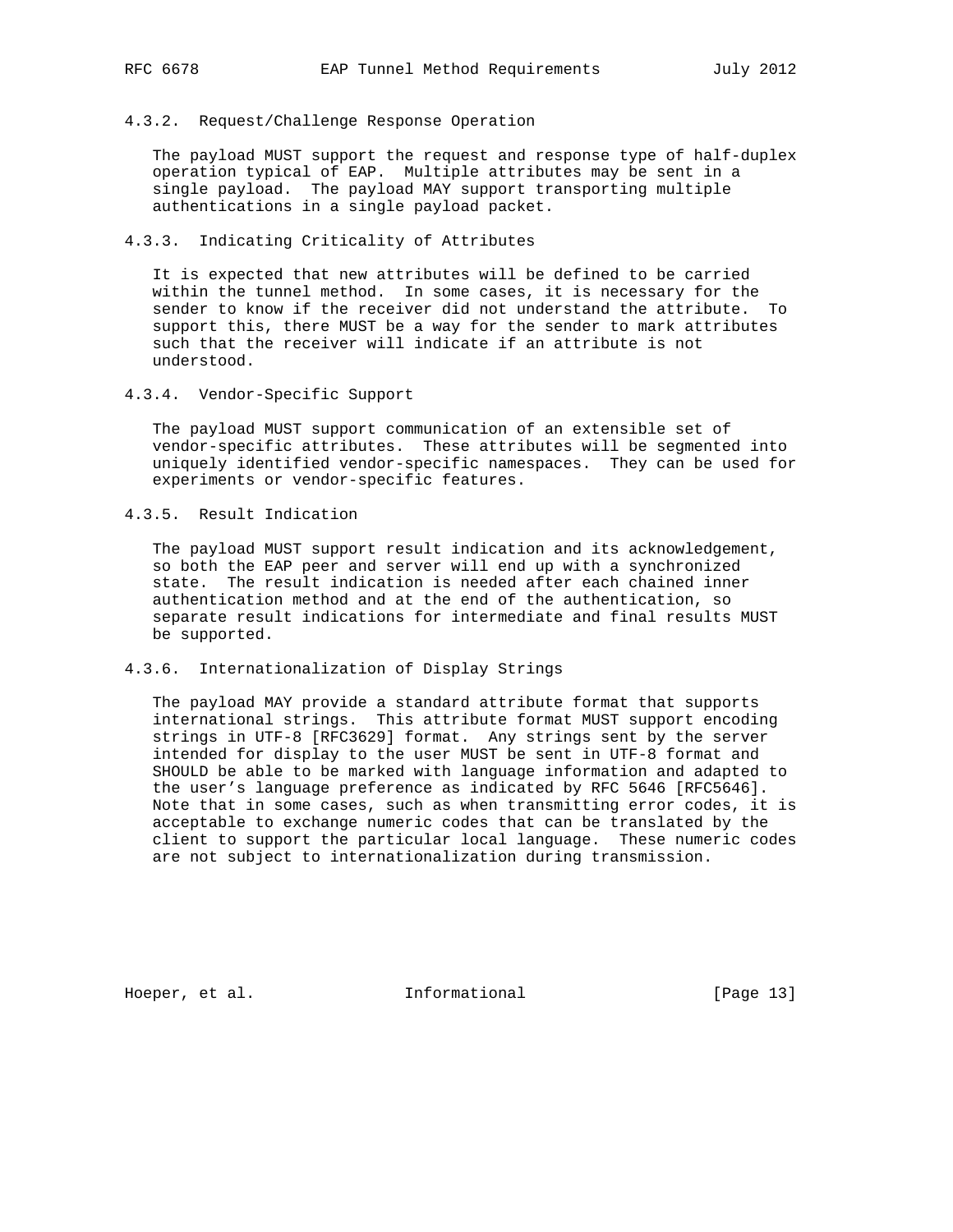#### 4.3.2. Request/Challenge Response Operation

The payload MUST support the request and response type of half-duplex operation typical of EAP. Multiple attributes may be sent in a single payload. The payload MAY support transporting multiple authentications in a single payload packet.

#### 4.3.3. Indicating Criticality of Attributes

It is expected that new attributes will be defined to be carried within the tunnel method. In some cases, it is necessary for the sender to know if the receiver did not understand the attribute. To support this, there MUST be a way for the sender to mark attributes such that the receiver will indicate if an attribute is not understood.

#### 4.3.4. Vendor-Specific Support

The payload MUST support communication of an extensible set of vendor-specific attributes. These attributes will be segmented into uniquely identified vendor-specific namespaces. They can be used for experiments or vendor-specific features.

#### 4.3.5. Result Indication

The payload MUST support result indication and its acknowledgement, so both the EAP peer and server will end up with a synchronized state. The result indication is needed after each chained inner authentication method and at the end of the authentication, so separate result indications for intermediate and final results MUST be supported.

#### 4.3.6. Internationalization of Display Strings

The payload MAY provide a standard attribute format that supports international strings. This attribute format MUST support encoding strings in UTF-8 [RFC3629] format. Any strings sent by the server intended for display to the user MUST be sent in UTF-8 format and SHOULD be able to be marked with language information and adapted to the user's language preference as indicated by RFC 5646 [RFC5646]. Note that in some cases, such as when transmitting error codes, it is acceptable to exchange numeric codes that can be translated by the client to support the particular local language. These numeric codes are not subject to internationalization during transmission.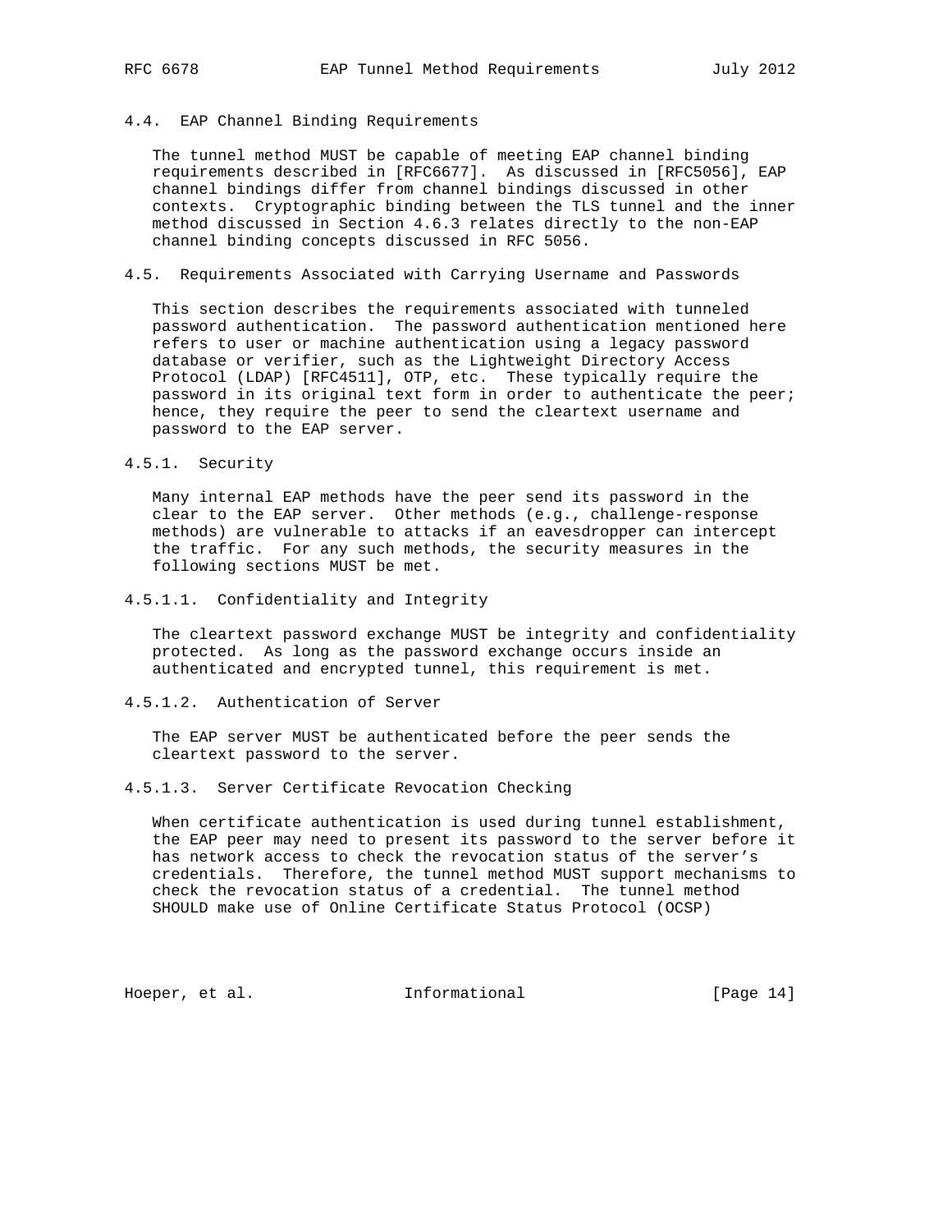### 4.4. EAP Channel Binding Requirements

The tunnel method MUST be capable of meeting EAP channel binding requirements described in [RFC6677]. As discussed in [RFC5056], EAP channel bindings differ from channel bindings discussed in other contexts. Cryptographic binding between the TLS tunnel and the inner method discussed in Section 4.6.3 relates directly to the non-EAP channel binding concepts discussed in RFC 5056.

### 4.5. Requirements Associated with Carrying Username and Passwords

This section describes the requirements associated with tunneled password authentication. The password authentication mentioned here refers to user or machine authentication using a legacy password database or verifier, such as the Lightweight Directory Access Protocol (LDAP) [RFC4511], OTP, etc. These typically require the password in its original text form in order to authenticate the peer; hence, they require the peer to send the cleartext username and password to the EAP server.

#### 4.5.1. Security

Many internal EAP methods have the peer send its password in the clear to the EAP server. Other methods (e.g., challenge-response methods) are vulnerable to attacks if an eavesdropper can intercept the traffic. For any such methods, the security measures in the following sections MUST be met.

##### 4.5.1.1. Confidentiality and Integrity

The cleartext password exchange MUST be integrity and confidentiality protected. As long as the password exchange occurs inside an authenticated and encrypted tunnel, this requirement is met.

##### 4.5.1.2. Authentication of Server

The EAP server MUST be authenticated before the peer sends the cleartext password to the server.

##### 4.5.1.3. Server Certificate Revocation Checking

When certificate authentication is used during tunnel establishment, the EAP peer may need to present its password to the server before it has network access to check the revocation status of the server's credentials. Therefore, the tunnel method MUST support mechanisms to check the revocation status of a credential. The tunnel method SHOULD make use of Online Certificate Status Protocol (OCSP)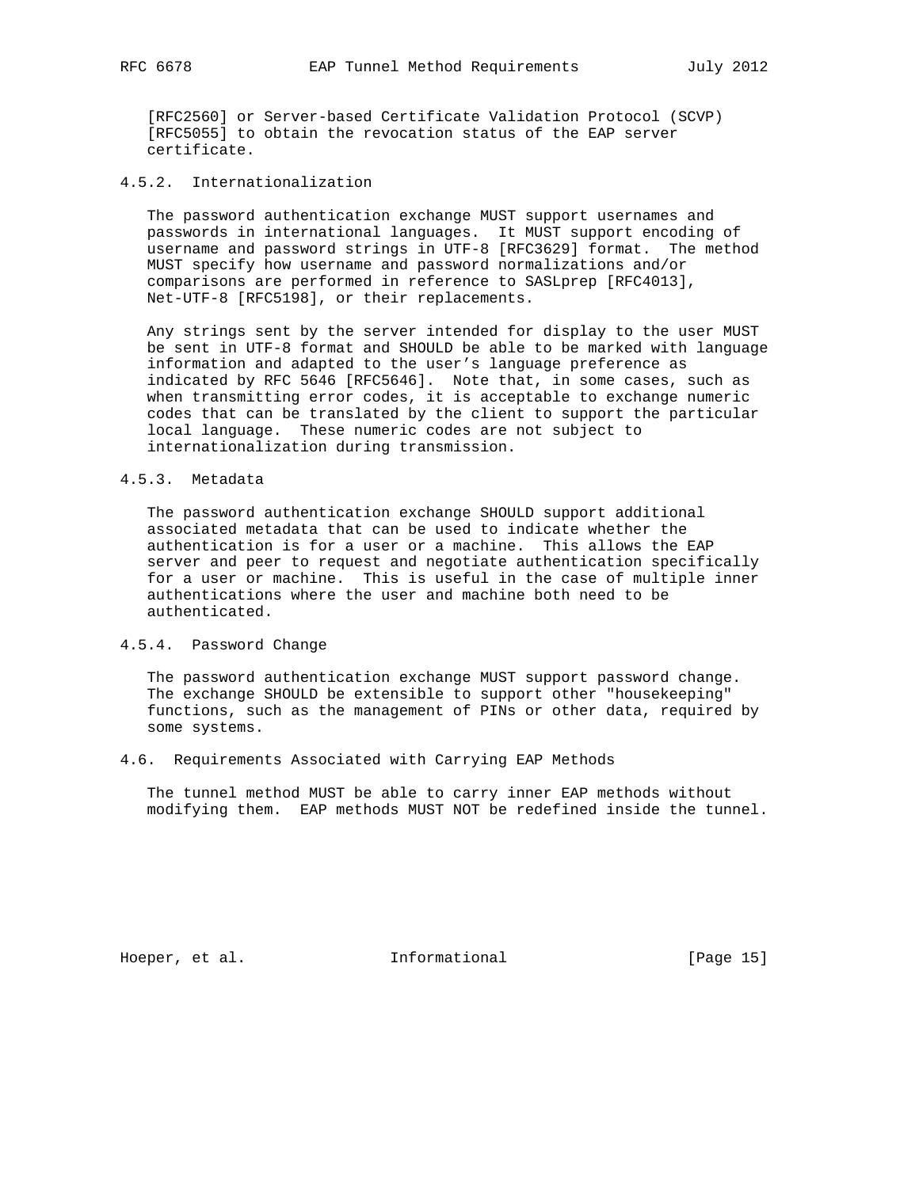[RFC2560] or Server-based Certificate Validation Protocol (SCVP) [RFC5055] to obtain the revocation status of the EAP server certificate.

#### 4.5.2. Internationalization

The password authentication exchange MUST support usernames and passwords in international languages. It MUST support encoding of username and password strings in UTF-8 [RFC3629] format. The method MUST specify how username and password normalizations and/or comparisons are performed in reference to SASLprep [RFC4013], Net-UTF-8 [RFC5198], or their replacements.

Any strings sent by the server intended for display to the user MUST be sent in UTF-8 format and SHOULD be able to be marked with language information and adapted to the user’s language preference as indicated by RFC 5646 [RFC5646]. Note that, in some cases, such as when transmitting error codes, it is acceptable to exchange numeric codes that can be translated by the client to support the particular local language. These numeric codes are not subject to internationalization during transmission.

#### 4.5.3. Metadata

The password authentication exchange SHOULD support additional associated metadata that can be used to indicate whether the authentication is for a user or a machine. This allows the EAP server and peer to request and negotiate authentication specifically for a user or machine. This is useful in the case of multiple inner authentications where the user and machine both need to be authenticated.

#### 4.5.4. Password Change

The password authentication exchange MUST support password change. The exchange SHOULD be extensible to support other "housekeeping" functions, such as the management of PINs or other data, required by some systems.

### 4.6. Requirements Associated with Carrying EAP Methods

The tunnel method MUST be able to carry inner EAP methods without modifying them. EAP methods MUST NOT be redefined inside the tunnel.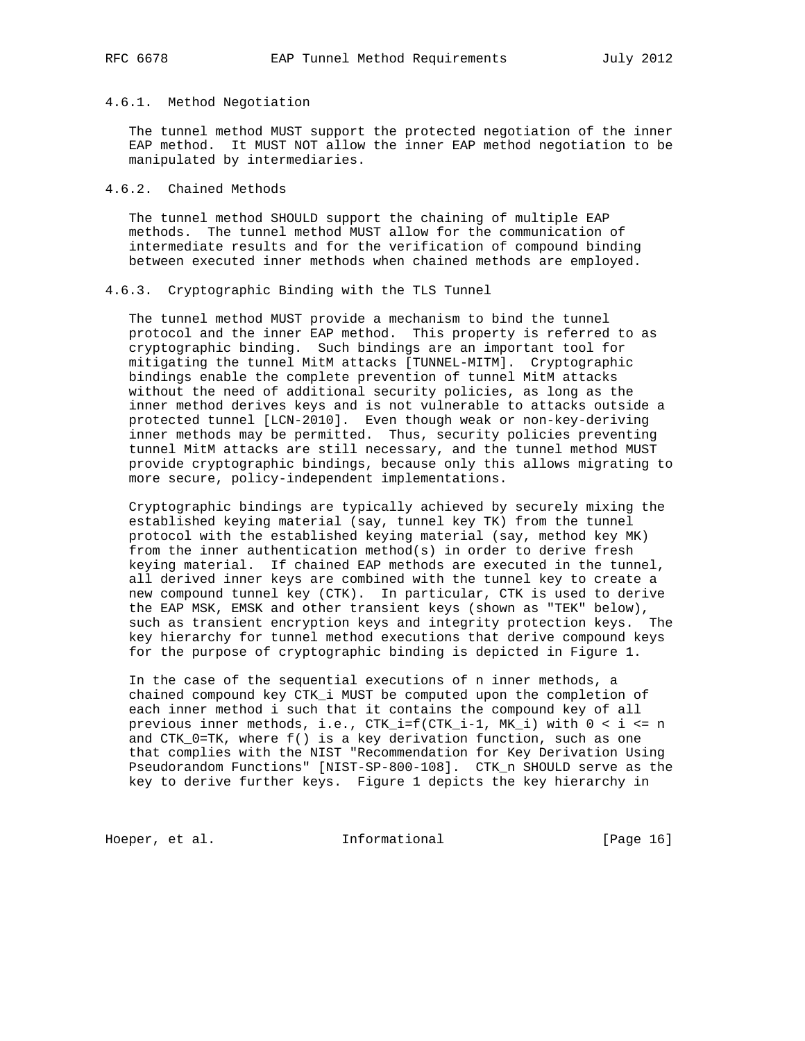#### 4.6.1. Method Negotiation

The tunnel method MUST support the protected negotiation of the inner EAP method. It MUST NOT allow the inner EAP method negotiation to be manipulated by intermediaries.

#### 4.6.2. Chained Methods

The tunnel method SHOULD support the chaining of multiple EAP methods. The tunnel method MUST allow for the communication of intermediate results and for the verification of compound binding between executed inner methods when chained methods are employed.

#### 4.6.3. Cryptographic Binding with the TLS Tunnel

The tunnel method MUST provide a mechanism to bind the tunnel protocol and the inner EAP method. This property is referred to as cryptographic binding. Such bindings are an important tool for mitigating the tunnel MitM attacks [TUNNEL-MITM]. Cryptographic bindings enable the complete prevention of tunnel MitM attacks without the need of additional security policies, as long as the inner method derives keys and is not vulnerable to attacks outside a protected tunnel [LCN-2010]. Even though weak or non-key-deriving inner methods may be permitted. Thus, security policies preventing tunnel MitM attacks are still necessary, and the tunnel method MUST provide cryptographic bindings, because only this allows migrating to more secure, policy-independent implementations.

Cryptographic bindings are typically achieved by securely mixing the established keying material (say, tunnel key TK) from the tunnel protocol with the established keying material (say, method key MK) from the inner authentication method(s) in order to derive fresh keying material. If chained EAP methods are executed in the tunnel, all derived inner keys are combined with the tunnel key to create a new compound tunnel key (CTK). In particular, CTK is used to derive the EAP MSK, EMSK and other transient keys (shown as "TEK" below), such as transient encryption keys and integrity protection keys. The key hierarchy for tunnel method executions that derive compound keys for the purpose of cryptographic binding is depicted in Figure 1.

In the case of the sequential executions of n inner methods, a chained compound key $CTK_i$ MUST be computed upon the completion of each inner method i such that it contains the compound key of all previous inner methods, i.e., $CTK_i=f(CTK_{i-1}, MK_i)$ with $0 < i \le n$ and $CTK_0=TK$, where f() is a key derivation function, such as one that complies with the NIST "Recommendation for Key Derivation Using Pseudorandom Functions" [NIST-SP-800-108]. $CTK_n$ SHOULD serve as the key to derive further keys. Figure 1 depicts the key hierarchy in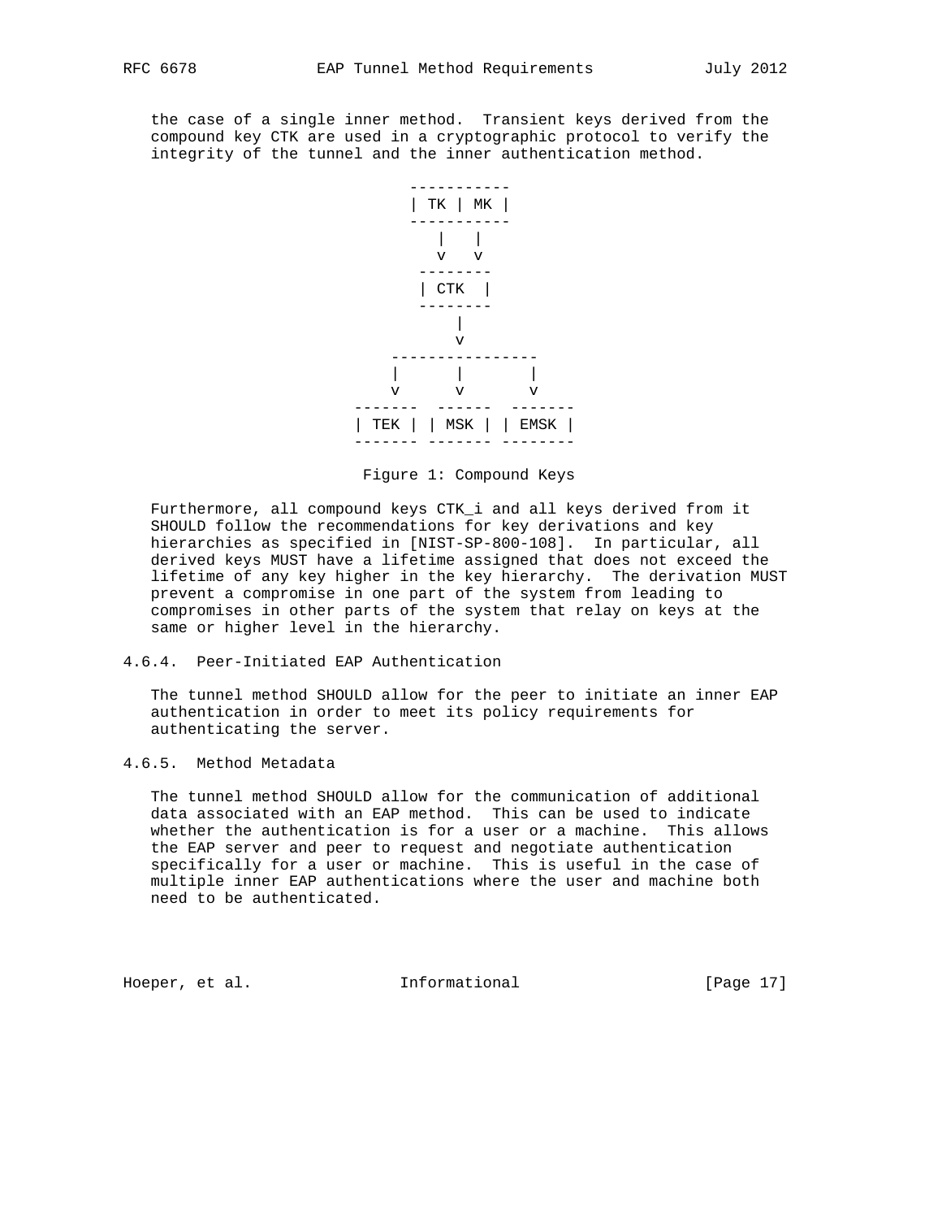the case of a single inner method. Transient keys derived from the compound key CTK are used in a cryptographic protocol to verify the integrity of the tunnel and the inner authentication method.

```
                       -----------
                       | TK | MK |
                       -----------
                          |   |
                          v   v
                        --------
                        | CTK  |
                        --------
                            |
                            v
                    ----------------
                    |      |       |
                    v      v       v
               -------  ------  -------
               | TEK | | MSK | | EMSK |
               ------- ------- --------
```

Figure 1: Compound Keys

Furthermore, all compound keys CTK_i and all keys derived from it SHOULD follow the recommendations for key derivations and key hierarchies as specified in [NIST-SP-800-108]. In particular, all derived keys MUST have a lifetime assigned that does not exceed the lifetime of any key higher in the key hierarchy. The derivation MUST prevent a compromise in one part of the system from leading to compromises in other parts of the system that relay on keys at the same or higher level in the hierarchy.

### 4.6.4. Peer-Initiated EAP Authentication

The tunnel method SHOULD allow for the peer to initiate an inner EAP authentication in order to meet its policy requirements for authenticating the server.

### 4.6.5. Method Metadata

The tunnel method SHOULD allow for the communication of additional data associated with an EAP method. This can be used to indicate whether the authentication is for a user or a machine. This allows the EAP server and peer to request and negotiate authentication specifically for a user or machine. This is useful in the case of multiple inner EAP authentications where the user and machine both need to be authenticated.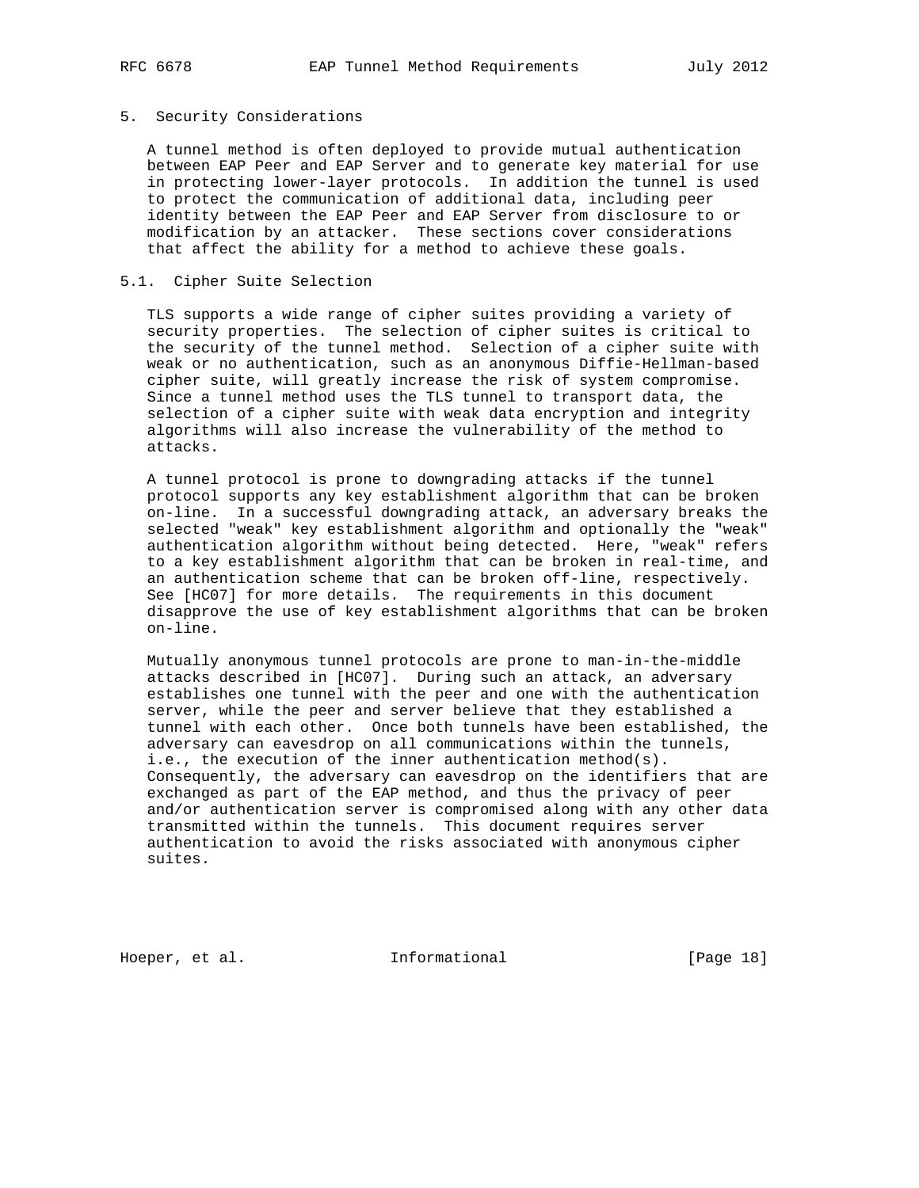## 5. Security Considerations

A tunnel method is often deployed to provide mutual authentication between EAP Peer and EAP Server and to generate key material for use in protecting lower-layer protocols. In addition the tunnel is used to protect the communication of additional data, including peer identity between the EAP Peer and EAP Server from disclosure to or modification by an attacker. These sections cover considerations that affect the ability for a method to achieve these goals.

### 5.1. Cipher Suite Selection

TLS supports a wide range of cipher suites providing a variety of security properties. The selection of cipher suites is critical to the security of the tunnel method. Selection of a cipher suite with weak or no authentication, such as an anonymous Diffie-Hellman-based cipher suite, will greatly increase the risk of system compromise. Since a tunnel method uses the TLS tunnel to transport data, the selection of a cipher suite with weak data encryption and integrity algorithms will also increase the vulnerability of the method to attacks.

A tunnel protocol is prone to downgrading attacks if the tunnel protocol supports any key establishment algorithm that can be broken on-line. In a successful downgrading attack, an adversary breaks the selected "weak" key establishment algorithm and optionally the "weak" authentication algorithm without being detected. Here, "weak" refers to a key establishment algorithm that can be broken in real-time, and an authentication scheme that can be broken off-line, respectively. See [HC07] for more details. The requirements in this document disapprove the use of key establishment algorithms that can be broken on-line.

Mutually anonymous tunnel protocols are prone to man-in-the-middle attacks described in [HC07]. During such an attack, an adversary establishes one tunnel with the peer and one with the authentication server, while the peer and server believe that they established a tunnel with each other. Once both tunnels have been established, the adversary can eavesdrop on all communications within the tunnels, i.e., the execution of the inner authentication method(s). Consequently, the adversary can eavesdrop on the identifiers that are exchanged as part of the EAP method, and thus the privacy of peer and/or authentication server is compromised along with any other data transmitted within the tunnels. This document requires server authentication to avoid the risks associated with anonymous cipher suites.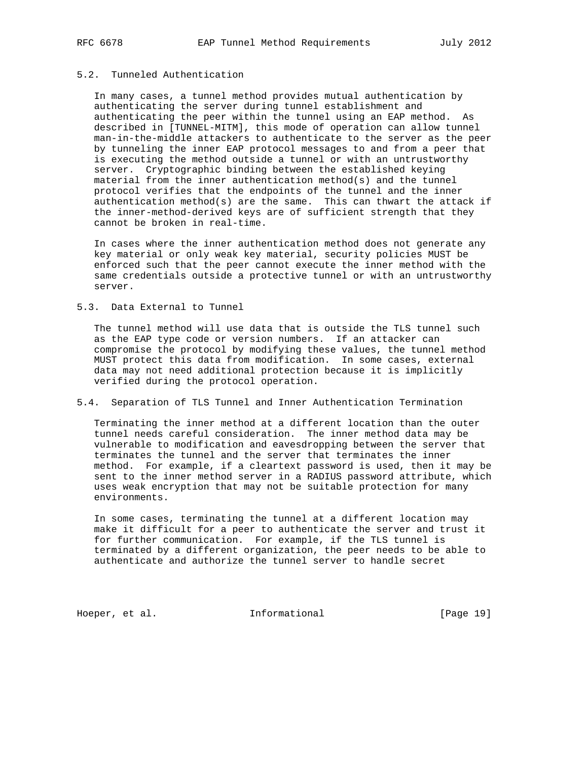### 5.2. Tunneled Authentication

In many cases, a tunnel method provides mutual authentication by authenticating the server during tunnel establishment and authenticating the peer within the tunnel using an EAP method. As described in [TUNNEL-MITM], this mode of operation can allow tunnel man-in-the-middle attackers to authenticate to the server as the peer by tunneling the inner EAP protocol messages to and from a peer that is executing the method outside a tunnel or with an untrustworthy server. Cryptographic binding between the established keying material from the inner authentication method(s) and the tunnel protocol verifies that the endpoints of the tunnel and the inner authentication method(s) are the same. This can thwart the attack if the inner-method-derived keys are of sufficient strength that they cannot be broken in real-time.

In cases where the inner authentication method does not generate any key material or only weak key material, security policies MUST be enforced such that the peer cannot execute the inner method with the same credentials outside a protective tunnel or with an untrustworthy server.

### 5.3. Data External to Tunnel

The tunnel method will use data that is outside the TLS tunnel such as the EAP type code or version numbers. If an attacker can compromise the protocol by modifying these values, the tunnel method MUST protect this data from modification. In some cases, external data may not need additional protection because it is implicitly verified during the protocol operation.

### 5.4. Separation of TLS Tunnel and Inner Authentication Termination

Terminating the inner method at a different location than the outer tunnel needs careful consideration. The inner method data may be vulnerable to modification and eavesdropping between the server that terminates the tunnel and the server that terminates the inner method. For example, if a cleartext password is used, then it may be sent to the inner method server in a RADIUS password attribute, which uses weak encryption that may not be suitable protection for many environments.

In some cases, terminating the tunnel at a different location may make it difficult for a peer to authenticate the server and trust it for further communication. For example, if the TLS tunnel is terminated by a different organization, the peer needs to be able to authenticate and authorize the tunnel server to handle secret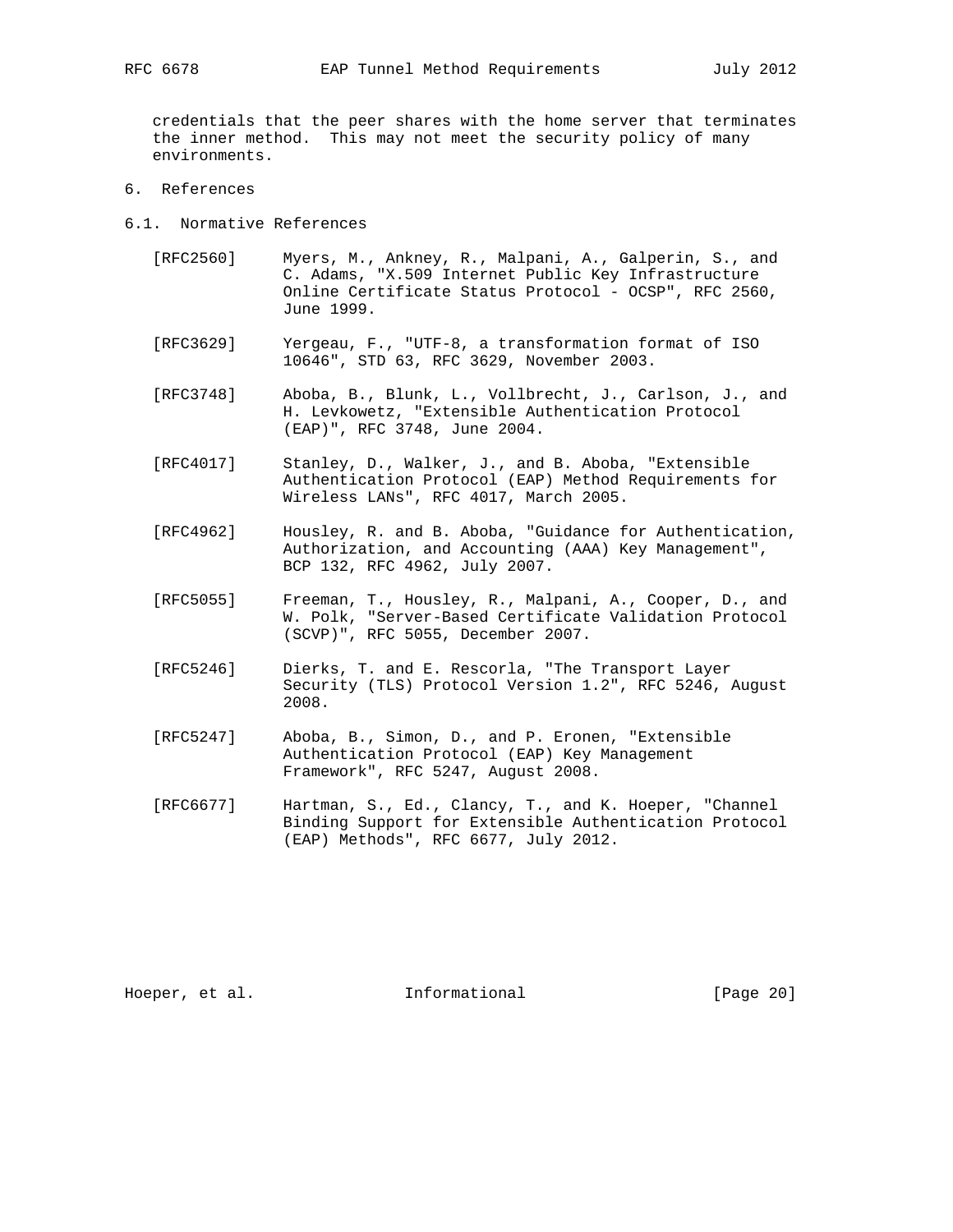credentials that the peer shares with the home server that terminates the inner method. This may not meet the security policy of many environments.

# 6. References

## 6.1. Normative References

[RFC2560] Myers, M., Ankney, R., Malpani, A., Galperin, S., and C. Adams, "X.509 Internet Public Key Infrastructure Online Certificate Status Protocol - OCSP", RFC 2560, June 1999.

[RFC3629] Yergeau, F., "UTF-8, a transformation format of ISO 10646", STD 63, RFC 3629, November 2003.

[RFC3748] Aboba, B., Blunk, L., Vollbrecht, J., Carlson, J., and H. Levkowetz, "Extensible Authentication Protocol (EAP)", RFC 3748, June 2004.

[RFC4017] Stanley, D., Walker, J., and B. Aboba, "Extensible Authentication Protocol (EAP) Method Requirements for Wireless LANs", RFC 4017, March 2005.

[RFC4962] Housley, R. and B. Aboba, "Guidance for Authentication, Authorization, and Accounting (AAA) Key Management", BCP 132, RFC 4962, July 2007.

[RFC5055] Freeman, T., Housley, R., Malpani, A., Cooper, D., and W. Polk, "Server-Based Certificate Validation Protocol (SCVP)", RFC 5055, December 2007.

[RFC5246] Dierks, T. and E. Rescorla, "The Transport Layer Security (TLS) Protocol Version 1.2", RFC 5246, August 2008.

[RFC5247] Aboba, B., Simon, D., and P. Eronen, "Extensible Authentication Protocol (EAP) Key Management Framework", RFC 5247, August 2008.

[RFC6677] Hartman, S., Ed., Clancy, T., and K. Hoeper, "Channel Binding Support for Extensible Authentication Protocol (EAP) Methods", RFC 6677, July 2012.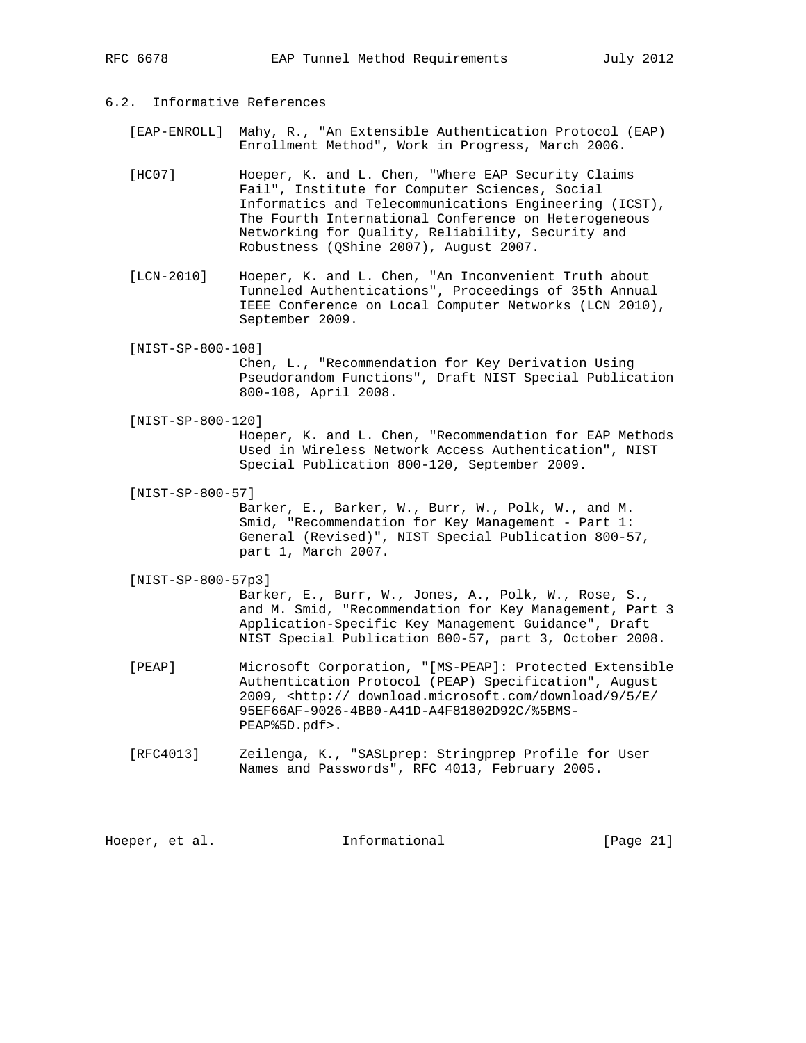### 6.2. Informative References

[EAP-ENROLL] Mahy, R., "An Extensible Authentication Protocol (EAP) Enrollment Method", Work in Progress, March 2006.

[HC07] Hoeper, K. and L. Chen, "Where EAP Security Claims Fail", Institute for Computer Sciences, Social Informatics and Telecommunications Engineering (ICST), The Fourth International Conference on Heterogeneous Networking for Quality, Reliability, Security and Robustness (QShine 2007), August 2007.

[LCN-2010] Hoeper, K. and L. Chen, "An Inconvenient Truth about Tunneled Authentications", Proceedings of 35th Annual IEEE Conference on Local Computer Networks (LCN 2010), September 2009.

[NIST-SP-800-108] Chen, L., "Recommendation for Key Derivation Using Pseudorandom Functions", Draft NIST Special Publication 800-108, April 2008.

[NIST-SP-800-120] Hoeper, K. and L. Chen, "Recommendation for EAP Methods Used in Wireless Network Access Authentication", NIST Special Publication 800-120, September 2009.

[NIST-SP-800-57] Barker, E., Barker, W., Burr, W., Polk, W., and M. Smid, "Recommendation for Key Management - Part 1: General (Revised)", NIST Special Publication 800-57, part 1, March 2007.

[NIST-SP-800-57p3] Barker, E., Burr, W., Jones, A., Polk, W., Rose, S., and M. Smid, "Recommendation for Key Management, Part 3 Application-Specific Key Management Guidance", Draft NIST Special Publication 800-57, part 3, October 2008.

[PEAP] Microsoft Corporation, "[MS-PEAP]: Protected Extensible Authentication Protocol (PEAP) Specification", August 2009, <http:// download.microsoft.com/download/9/5/E/95EF66AF-9026-4BB0-A41D-A4F81802D92C/%5BMS-PEAP%5D.pdf>.

[RFC4013] Zeilenga, K., "SASLprep: Stringprep Profile for User Names and Passwords", RFC 4013, February 2005.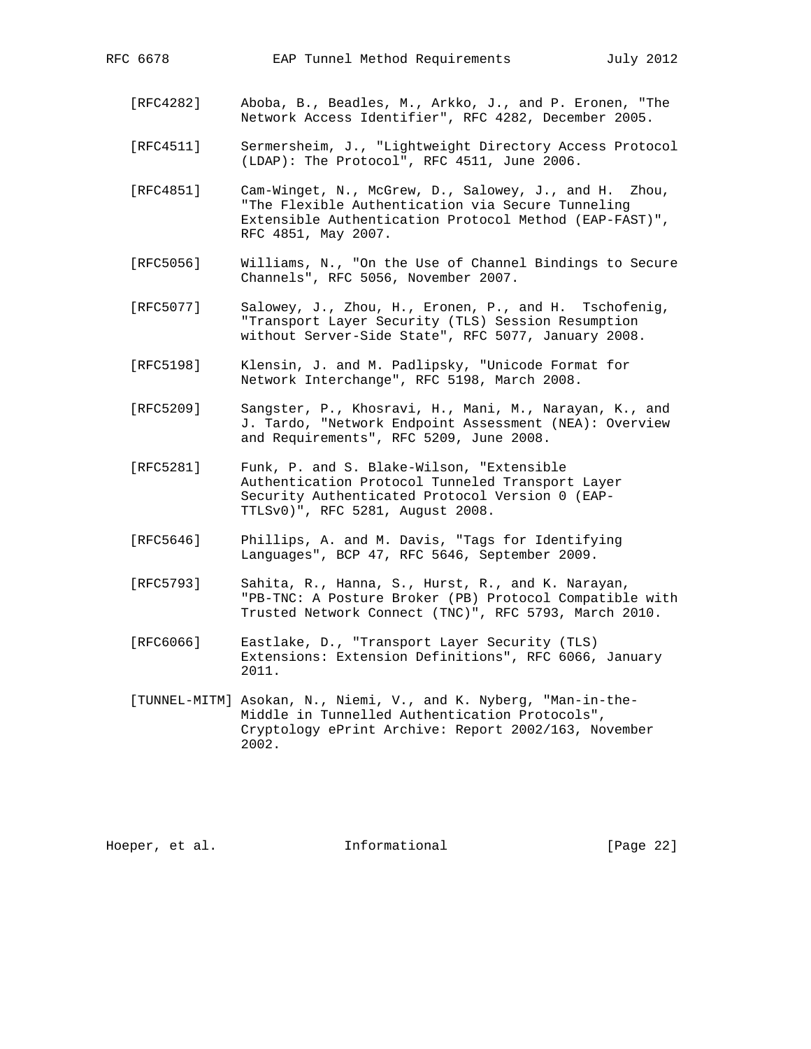[RFC4282] Aboba, B., Beadles, M., Arkko, J., and P. Eronen, "The Network Access Identifier", RFC 4282, December 2005.

[RFC4511] Sermersheim, J., "Lightweight Directory Access Protocol (LDAP): The Protocol", RFC 4511, June 2006.

[RFC4851] Cam-Winget, N., McGrew, D., Salowey, J., and H. Zhou, "The Flexible Authentication via Secure Tunneling Extensible Authentication Protocol Method (EAP-FAST)", RFC 4851, May 2007.

[RFC5056] Williams, N., "On the Use of Channel Bindings to Secure Channels", RFC 5056, November 2007.

[RFC5077] Salowey, J., Zhou, H., Eronen, P., and H. Tschofenig, "Transport Layer Security (TLS) Session Resumption without Server-Side State", RFC 5077, January 2008.

[RFC5198] Klensin, J. and M. Padlipsky, "Unicode Format for Network Interchange", RFC 5198, March 2008.

[RFC5209] Sangster, P., Khosravi, H., Mani, M., Narayan, K., and J. Tardo, "Network Endpoint Assessment (NEA): Overview and Requirements", RFC 5209, June 2008.

[RFC5281] Funk, P. and S. Blake-Wilson, "Extensible Authentication Protocol Tunneled Transport Layer Security Authenticated Protocol Version 0 (EAP-TTLSv0)", RFC 5281, August 2008.

[RFC5646] Phillips, A. and M. Davis, "Tags for Identifying Languages", BCP 47, RFC 5646, September 2009.

[RFC5793] Sahita, R., Hanna, S., Hurst, R., and K. Narayan, "PB-TNC: A Posture Broker (PB) Protocol Compatible with Trusted Network Connect (TNC)", RFC 5793, March 2010.

[RFC6066] Eastlake, D., "Transport Layer Security (TLS) Extensions: Extension Definitions", RFC 6066, January 2011.

[TUNNEL-MITM] Asokan, N., Niemi, V., and K. Nyberg, "Man-in-the-Middle in Tunnelled Authentication Protocols", Cryptology ePrint Archive: Report 2002/163, November 2002.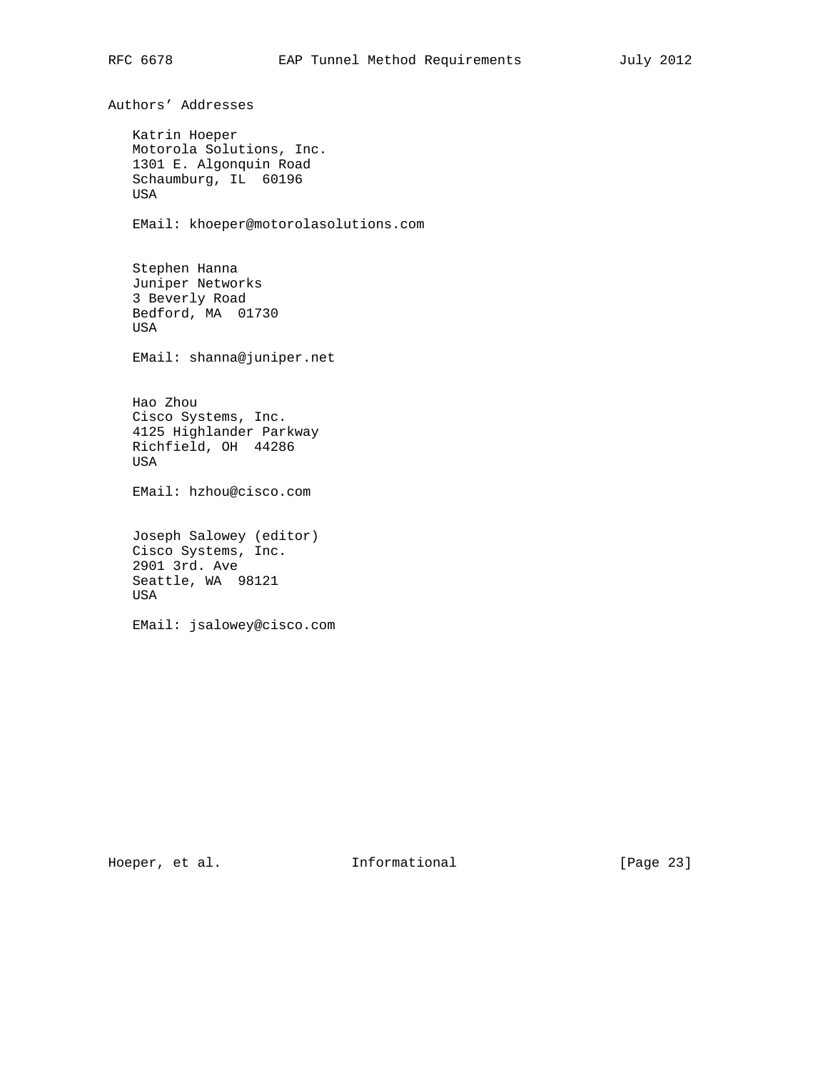# Authors' Addresses

Katrin Hoeper
Motorola Solutions, Inc.
1301 E. Algonquin Road
Schaumburg, IL  60196
USA

EMail: khoeper@motorolasolutions.com

Stephen Hanna
Juniper Networks
3 Beverly Road
Bedford, MA  01730
USA

EMail: shanna@juniper.net

Hao Zhou
Cisco Systems, Inc.
4125 Highlander Parkway
Richfield, OH  44286
USA

EMail: hzhou@cisco.com

Joseph Salowey (editor)
Cisco Systems, Inc.
2901 3rd. Ave
Seattle, WA  98121
USA

EMail: jsalowey@cisco.com